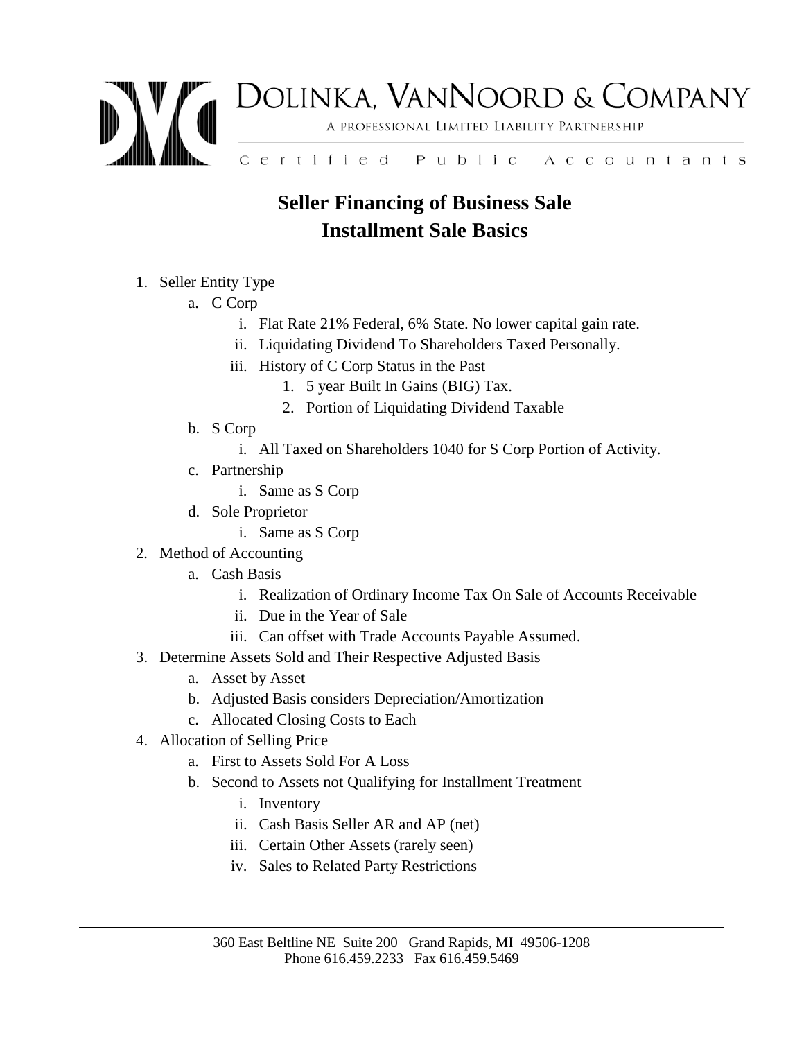# Dolinka, VanNoord & Company

A Professional Limited Liability Partnership

Certified Public Accountants

## Seller Financing of Business Sale
## Installment Sale Basics

1. Seller Entity Type
    a. C Corp
        i. Flat Rate 21% Federal, 6% State. No lower capital gain rate.
        ii. Liquidating Dividend To Shareholders Taxed Personally.
        iii. History of C Corp Status in the Past
            1. 5 year Built In Gains (BIG) Tax.
            2. Portion of Liquidating Dividend Taxable
    b. S Corp
        i. All Taxed on Shareholders 1040 for S Corp Portion of Activity.
    c. Partnership
        i. Same as S Corp
    d. Sole Proprietor
        i. Same as S Corp
2. Method of Accounting
    a. Cash Basis
        i. Realization of Ordinary Income Tax On Sale of Accounts Receivable
        ii. Due in the Year of Sale
        iii. Can offset with Trade Accounts Payable Assumed.
3. Determine Assets Sold and Their Respective Adjusted Basis
    a. Asset by Asset
    b. Adjusted Basis considers Depreciation/Amortization
    c. Allocated Closing Costs to Each
4. Allocation of Selling Price
    a. First to Assets Sold For A Loss
    b. Second to Assets not Qualifying for Installment Treatment
        i. Inventory
        ii. Cash Basis Seller AR and AP (net)
        iii. Certain Other Assets (rarely seen)
        iv. Sales to Related Party Restrictions

360 East Beltline NE Suite 200 Grand Rapids, MI 49506-1208
Phone 616.459.2233 Fax 616.459.5469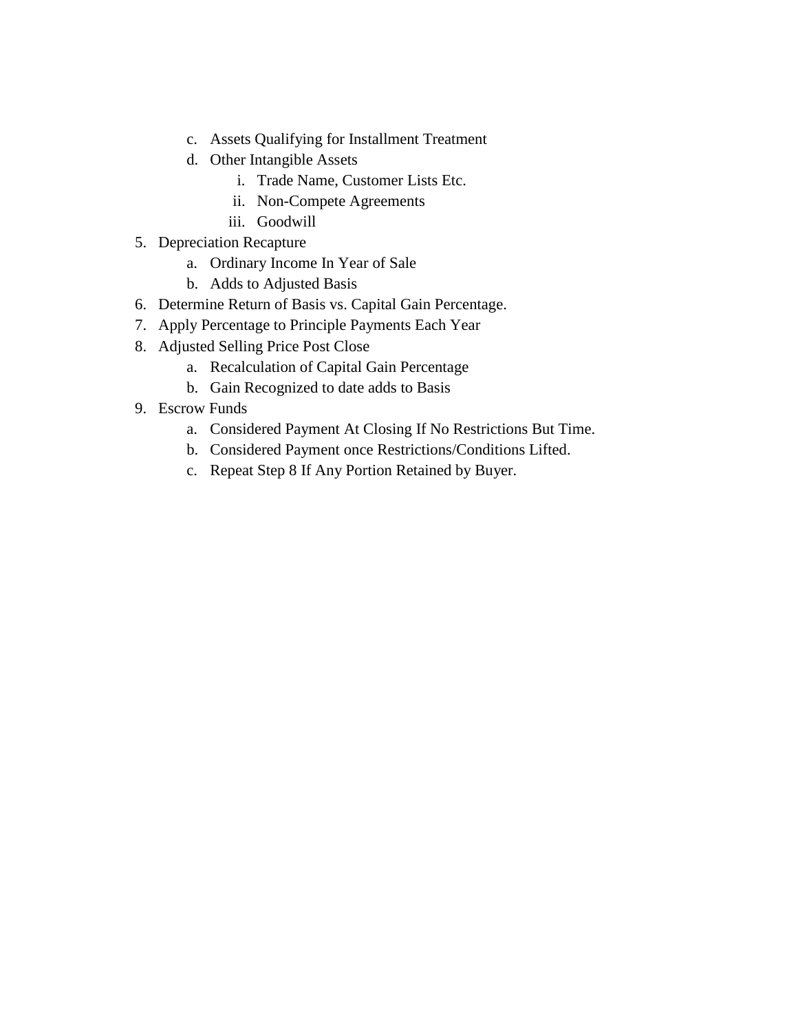c. Assets Qualifying for Installment Treatment
    d. Other Intangible Assets
        i. Trade Name, Customer Lists Etc.
        ii. Non-Compete Agreements
        iii. Goodwill

5. Depreciation Recapture
    a. Ordinary Income In Year of Sale
    b. Adds to Adjusted Basis
6. Determine Return of Basis vs. Capital Gain Percentage.
7. Apply Percentage to Principle Payments Each Year
8. Adjusted Selling Price Post Close
    a. Recalculation of Capital Gain Percentage
    b. Gain Recognized to date adds to Basis
9. Escrow Funds
    a. Considered Payment At Closing If No Restrictions But Time.
    b. Considered Payment once Restrictions/Conditions Lifted.
    c. Repeat Step 8 If Any Portion Retained by Buyer.